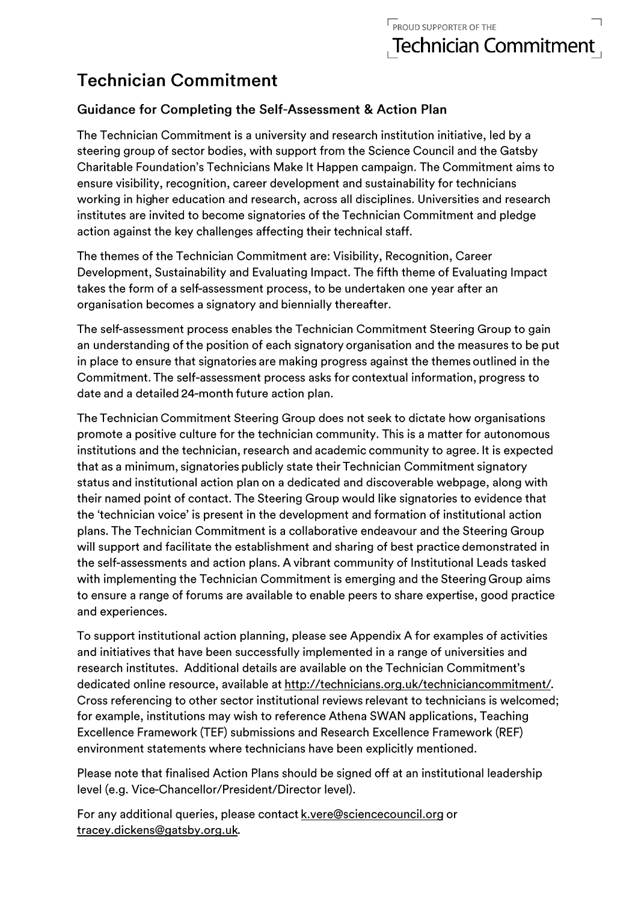PROUD SUPPORTER OF THE **Technician Commitment**

# Technician Commitment

## Guidance for Completing the Self-Assessment & Action Plan

The Technician Commitment is a university and research institution initiative, led by a steering group of sector bodies, with support from the Science Council and the Gatsby Charitable Foundation's Technicians Make It Happen campaign. The Commitment aims to ensure visibility, recognition, career development and sustainability for technicians working in higher education and research, across all disciplines. Universities and research institutes are invited to become signatories of the Technician Commitment and pledge action against the key challenges affecting their technical staff.

The themes of the Technician Commitment are: Visibility, Recognition, Career Development, Sustainability and Evaluating Impact. The fifth theme of Evaluating Impact takes the form of a self-assessment process, to be undertaken one year after an organisation becomes a signatory and biennially thereafter.

The self-assessment process enables the Technician Commitment Steering Group to gain an understanding of the position of each signatory organisation and the measures to be put in place to ensure that signatories are making progress against the themes outlined in the Commitment. The self-assessment process asks for contextual information, progress to date and a detailed 24-month future action plan.

The Technician Commitment Steering Group does not seek to dictate how organisations promote a positive culture for the technician community. This is a matter for autonomous institutions and the technician, research and academic community to agree. It is expected that as a minimum, signatories publicly state their Technician Commitment signatory status and institutional action plan on a dedicated and discoverable webpage, along with their named point of contact. The Steering Group would like signatories to evidence that the 'technician voice' is present in the development and formation of institutional action plans. The Technician Commitment is a collaborative endeavour and the Steering Group will support and facilitate the establishment and sharing of best practice demonstrated in the self-assessments and action plans. A vibrant community of Institutional Leads tasked with implementing the Technician Commitment is emerging and the Steering Group aims to ensure a range of forums are available to enable peers to share expertise, good practice and experiences.

To support institutional action planning, please see Appendix A for examples of activities and initiatives that have been successfully implemented in a range of universities and research institutes. Additional details are available on the Technician Commitment's dedicated online resource, available at http://technicians.org.uk/techniciancommitment/. Cross referencing to other sector institutional reviews relevant to technicians is welcomed; for example, institutions may wish to reference Athena SWAN applications, Teaching Excellence Framework (TEF) submissions and Research Excellence Framework (REF) environment statements where technicians have been explicitly mentioned.

Please note that finalised Action Plans should be signed off at an institutional leadership level (e.g. Vice-Chancellor/President/Director level).

For any additional queries, please contact k.vere@sciencecouncil.org or tracey.dickens@gatsby.org.uk.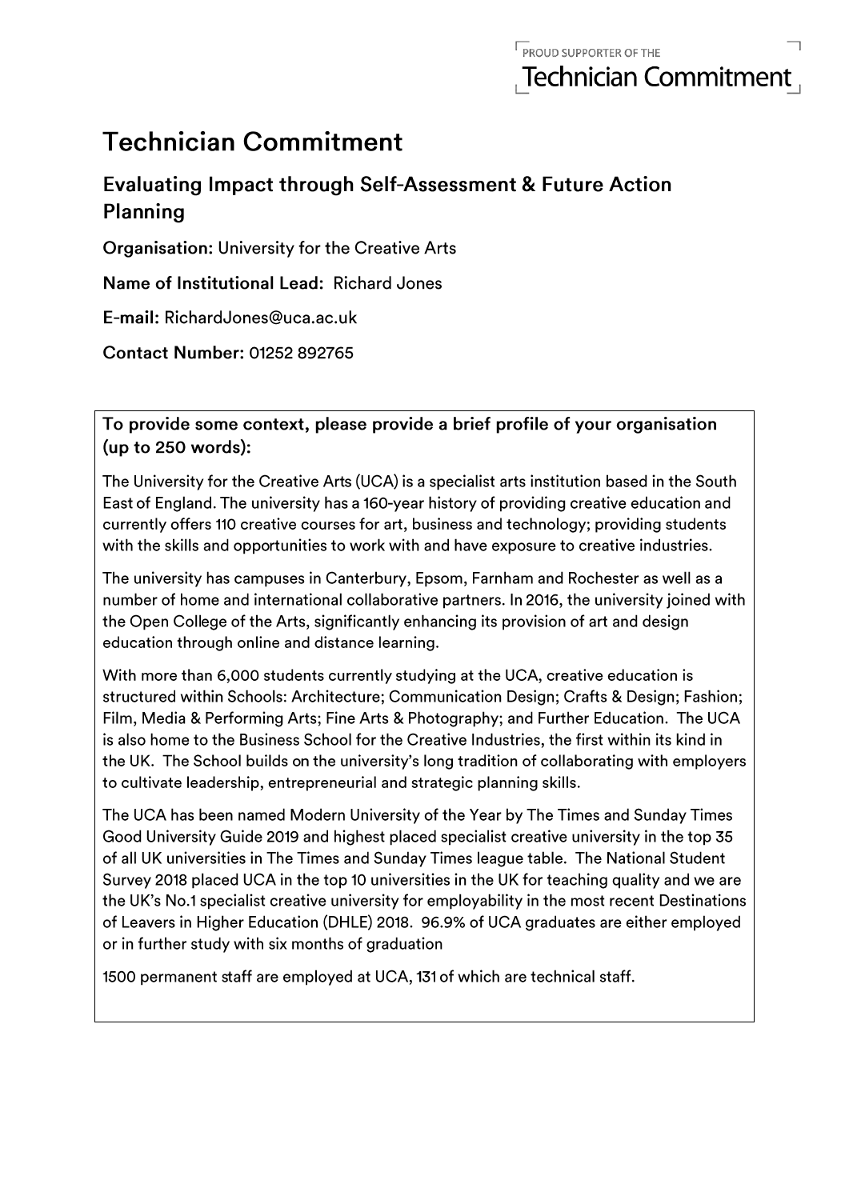PROUD SUPPORTER OF THE
Technician Commitment

# Technician Commitment

## Evaluating Impact through Self-Assessment & Future Action Planning

**Organisation:** University for the Creative Arts

**Name of Institutional Lead:** Richard Jones

**E-mail:** RichardJones@uca.ac.uk

**Contact Number:** 01252 892765

**To provide some context, please provide a brief profile of your organisation (up to 250 words):**

The University for the Creative Arts (UCA) is a specialist arts institution based in the South East of England. The university has a 160-year history of providing creative education and currently offers 110 creative courses for art, business and technology; providing students with the skills and opportunities to work with and have exposure to creative industries.

The university has campuses in Canterbury, Epsom, Farnham and Rochester as well as a number of home and international collaborative partners. In 2016, the university joined with the Open College of the Arts, significantly enhancing its provision of art and design education through online and distance learning.

With more than 6,000 students currently studying at the UCA, creative education is structured within Schools: Architecture; Communication Design; Crafts & Design; Fashion; Film, Media & Performing Arts; Fine Arts & Photography; and Further Education. The UCA is also home to the Business School for the Creative Industries, the first within its kind in the UK. The School builds on the university's long tradition of collaborating with employers to cultivate leadership, entrepreneurial and strategic planning skills.

The UCA has been named Modern University of the Year by The Times and Sunday Times Good University Guide 2019 and highest placed specialist creative university in the top 35 of all UK universities in The Times and Sunday Times league table. The National Student Survey 2018 placed UCA in the top 10 universities in the UK for teaching quality and we are the UK's No.1 specialist creative university for employability in the most recent Destinations of Leavers in Higher Education (DHLE) 2018. 96.9% of UCA graduates are either employed or in further study with six months of graduation

1500 permanent staff are employed at UCA, 131 of which are technical staff.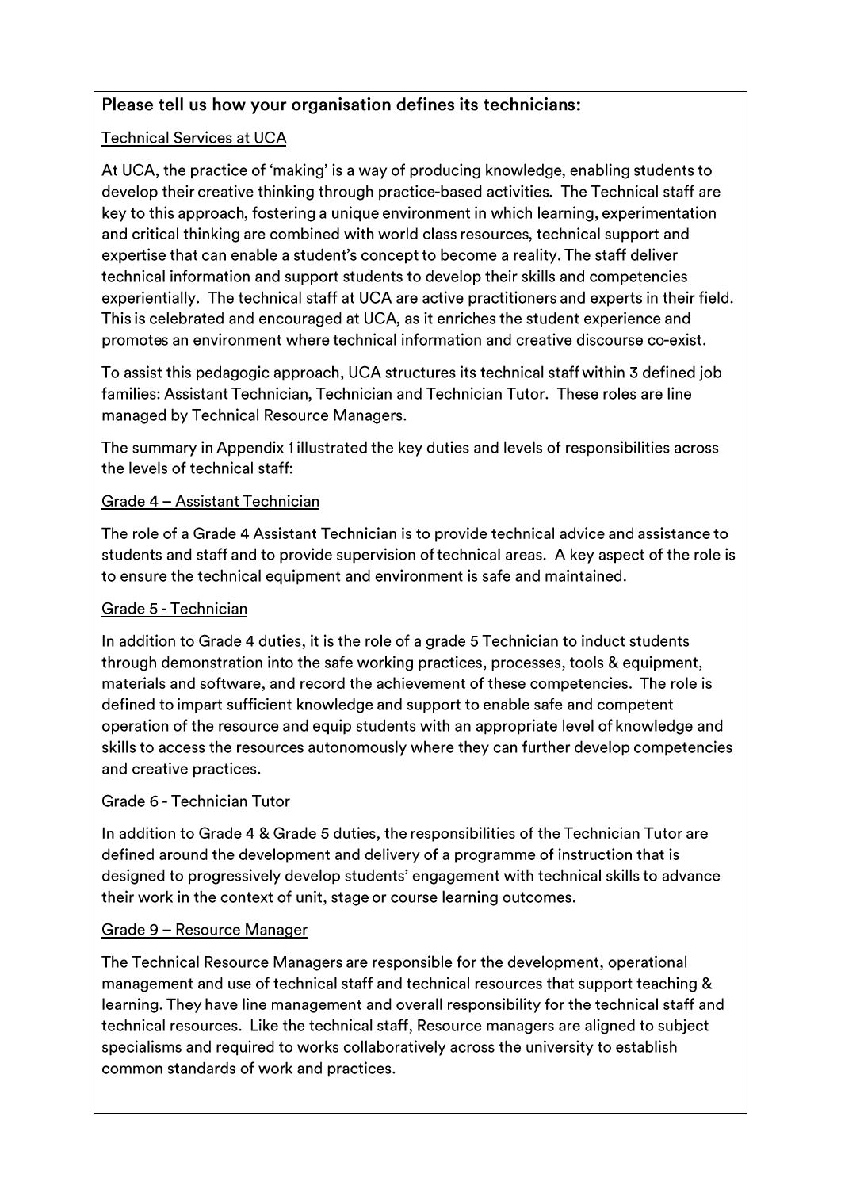**Please tell us how your organisation defines its technicians:**

Technical Services at UCA

At UCA, the practice of 'making' is a way of producing knowledge, enabling students to develop their creative thinking through practice-based activities. The Technical staff are key to this approach, fostering a unique environment in which learning, experimentation and critical thinking are combined with world class resources, technical support and expertise that can enable a student's concept to become a reality. The staff deliver technical information and support students to develop their skills and competencies experientially. The technical staff at UCA are active practitioners and experts in their field. This is celebrated and encouraged at UCA, as it enriches the student experience and promotes an environment where technical information and creative discourse co-exist.

To assist this pedagogic approach, UCA structures its technical staff within 3 defined job families: Assistant Technician, Technician and Technician Tutor. These roles are line managed by Technical Resource Managers.

The summary in Appendix 1 illustrated the key duties and levels of responsibilities across the levels of technical staff:

Grade 4 – Assistant Technician

The role of a Grade 4 Assistant Technician is to provide technical advice and assistance to students and staff and to provide supervision of technical areas. A key aspect of the role is to ensure the technical equipment and environment is safe and maintained.

Grade 5 - Technician

In addition to Grade 4 duties, it is the role of a grade 5 Technician to induct students through demonstration into the safe working practices, processes, tools & equipment, materials and software, and record the achievement of these competencies. The role is defined to impart sufficient knowledge and support to enable safe and competent operation of the resource and equip students with an appropriate level of knowledge and skills to access the resources autonomously where they can further develop competencies and creative practices.

Grade 6 - Technician Tutor

In addition to Grade 4 & Grade 5 duties, the responsibilities of the Technician Tutor are defined around the development and delivery of a programme of instruction that is designed to progressively develop students' engagement with technical skills to advance their work in the context of unit, stage or course learning outcomes.

Grade 9 – Resource Manager

The Technical Resource Managers are responsible for the development, operational management and use of technical staff and technical resources that support teaching & learning. They have line management and overall responsibility for the technical staff and technical resources. Like the technical staff, Resource managers are aligned to subject specialisms and required to works collaboratively across the university to establish common standards of work and practices.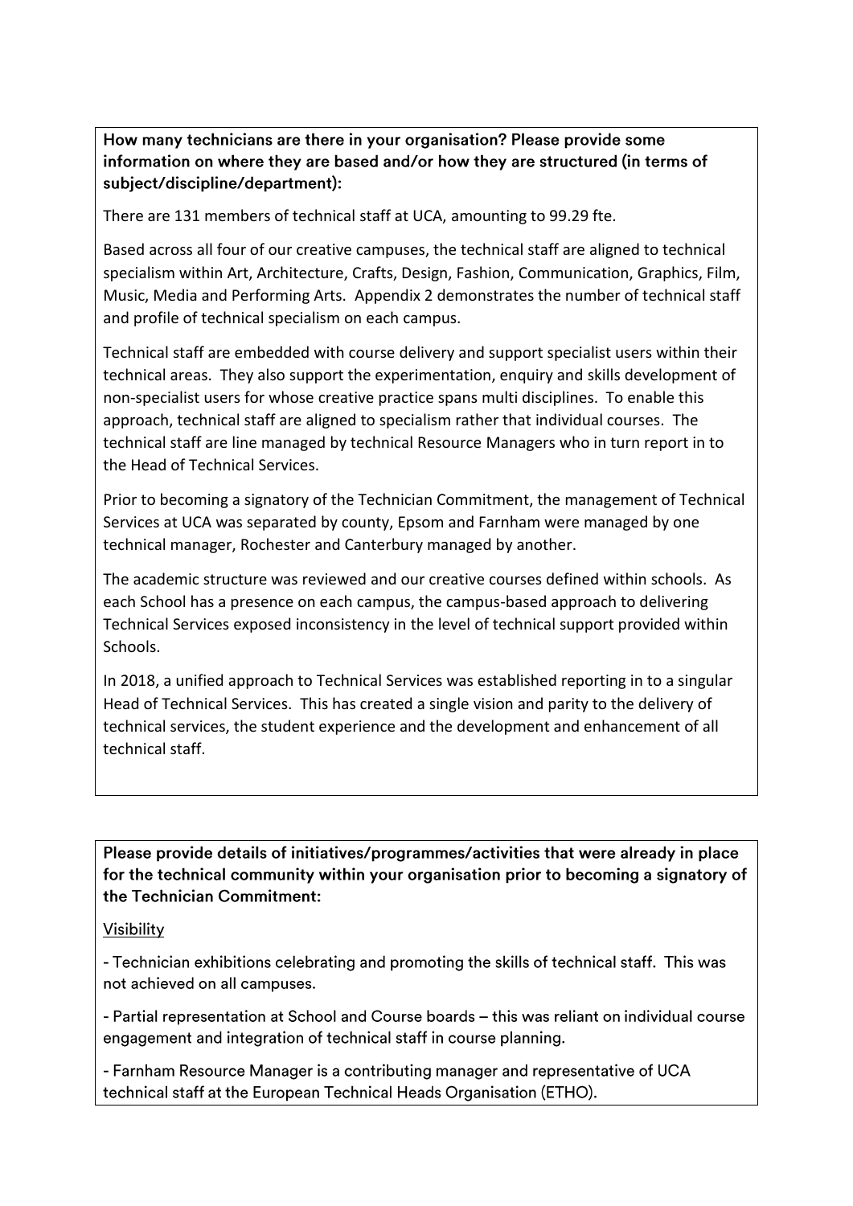**How many technicians are there in your organisation? Please provide some information on where they are based and/or how they are structured (in terms of subject/discipline/department):**

There are 131 members of technical staff at UCA, amounting to 99.29 fte.

Based across all four of our creative campuses, the technical staff are aligned to technical specialism within Art, Architecture, Crafts, Design, Fashion, Communication, Graphics, Film, Music, Media and Performing Arts. Appendix 2 demonstrates the number of technical staff and profile of technical specialism on each campus.

Technical staff are embedded with course delivery and support specialist users within their technical areas. They also support the experimentation, enquiry and skills development of non-specialist users for whose creative practice spans multi disciplines. To enable this approach, technical staff are aligned to specialism rather that individual courses. The technical staff are line managed by technical Resource Managers who in turn report in to the Head of Technical Services.

Prior to becoming a signatory of the Technician Commitment, the management of Technical Services at UCA was separated by county, Epsom and Farnham were managed by one technical manager, Rochester and Canterbury managed by another.

The academic structure was reviewed and our creative courses defined within schools. As each School has a presence on each campus, the campus-based approach to delivering Technical Services exposed inconsistency in the level of technical support provided within Schools.

In 2018, a unified approach to Technical Services was established reporting in to a singular Head of Technical Services. This has created a single vision and parity to the delivery of technical services, the student experience and the development and enhancement of all technical staff.

**Please provide details of initiatives/programmes/activities that were already in place for the technical community within your organisation prior to becoming a signatory of the Technician Commitment:**

Visibility

- Technician exhibitions celebrating and promoting the skills of technical staff. This was not achieved on all campuses.
- Partial representation at School and Course boards – this was reliant on individual course engagement and integration of technical staff in course planning.
- Farnham Resource Manager is a contributing manager and representative of UCA technical staff at the European Technical Heads Organisation (ETHO).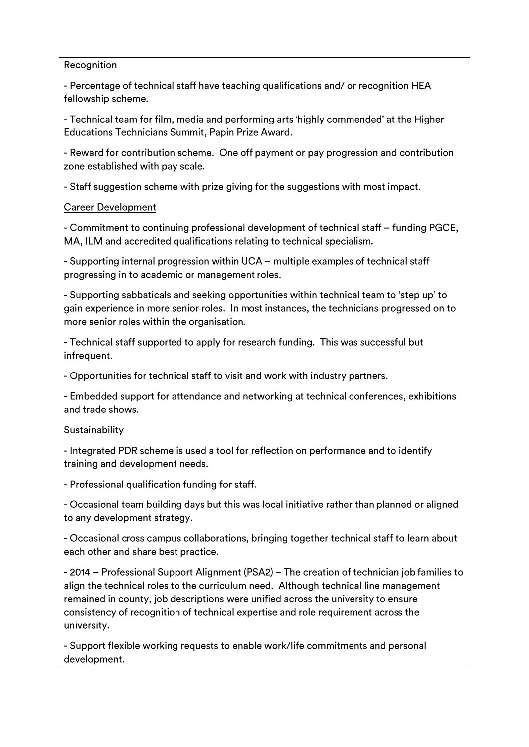Recognition

- Percentage of technical staff have teaching qualifications and/ or recognition HEA fellowship scheme.

- Technical team for film, media and performing arts 'highly commended' at the Higher Educations Technicians Summit, Papin Prize Award.

- Reward for contribution scheme. One off payment or pay progression and contribution zone established with pay scale.

- Staff suggestion scheme with prize giving for the suggestions with most impact.

Career Development

- Commitment to continuing professional development of technical staff – funding PGCE, MA, ILM and accredited qualifications relating to technical specialism.

- Supporting internal progression within UCA – multiple examples of technical staff progressing in to academic or management roles.

- Supporting sabbaticals and seeking opportunities within technical team to 'step up' to gain experience in more senior roles. In most instances, the technicians progressed on to more senior roles within the organisation.

- Technical staff supported to apply for research funding. This was successful but infrequent.

- Opportunities for technical staff to visit and work with industry partners.

- Embedded support for attendance and networking at technical conferences, exhibitions and trade shows.

Sustainability

- Integrated PDR scheme is used a tool for reflection on performance and to identify training and development needs.

- Professional qualification funding for staff.

- Occasional team building days but this was local initiative rather than planned or aligned to any development strategy.

- Occasional cross campus collaborations, bringing together technical staff to learn about each other and share best practice.

- 2014 – Professional Support Alignment (PSA2) – The creation of technician job families to align the technical roles to the curriculum need. Although technical line management remained in county, job descriptions were unified across the university to ensure consistency of recognition of technical expertise and role requirement across the university.

- Support flexible working requests to enable work/life commitments and personal development.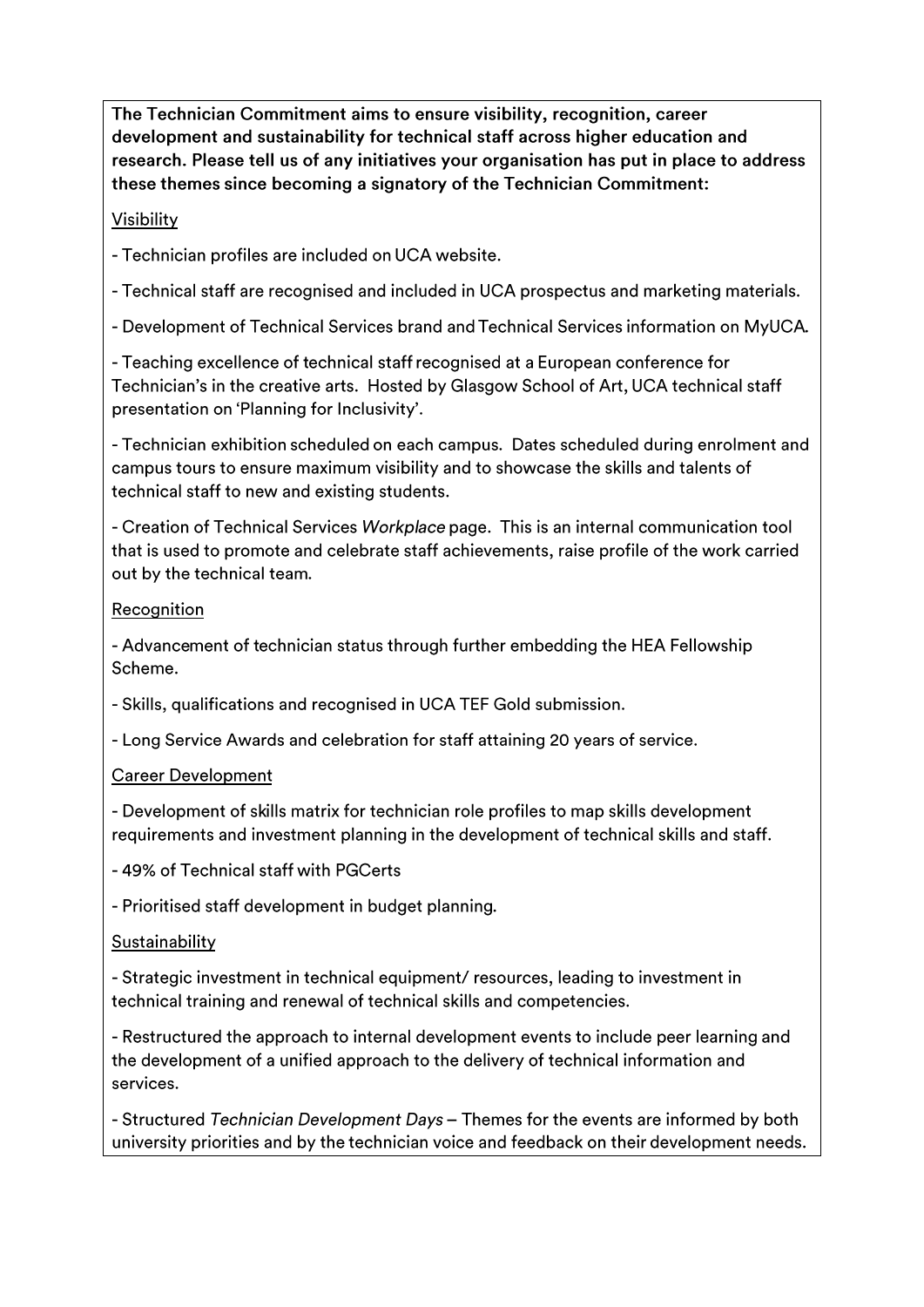**The Technician Commitment aims to ensure visibility, recognition, career development and sustainability for technical staff across higher education and research. Please tell us of any initiatives your organisation has put in place to address these themes since becoming a signatory of the Technician Commitment:**

<u>Visibility</u>

- Technician profiles are included on UCA website.

- Technical staff are recognised and included in UCA prospectus and marketing materials.

- Development of Technical Services brand and Technical Services information on MyUCA.

- Teaching excellence of technical staff recognised at a European conference for Technician's in the creative arts. Hosted by Glasgow School of Art, UCA technical staff presentation on 'Planning for Inclusivity'.

- Technician exhibition scheduled on each campus. Dates scheduled during enrolment and campus tours to ensure maximum visibility and to showcase the skills and talents of technical staff to new and existing students.

- Creation of Technical Services *Workplace* page. This is an internal communication tool that is used to promote and celebrate staff achievements, raise profile of the work carried out by the technical team.

<u>Recognition</u>

- Advancement of technician status through further embedding the HEA Fellowship Scheme.

- Skills, qualifications and recognised in UCA TEF Gold submission.

- Long Service Awards and celebration for staff attaining 20 years of service.

<u>Career Development</u>

- Development of skills matrix for technician role profiles to map skills development requirements and investment planning in the development of technical skills and staff.

- 49% of Technical staff with PGCerts

- Prioritised staff development in budget planning.

<u>Sustainability</u>

- Strategic investment in technical equipment/ resources, leading to investment in technical training and renewal of technical skills and competencies.

- Restructured the approach to internal development events to include peer learning and the development of a unified approach to the delivery of technical information and services.

- Structured *Technician Development Days* – Themes for the events are informed by both university priorities and by the technician voice and feedback on their development needs.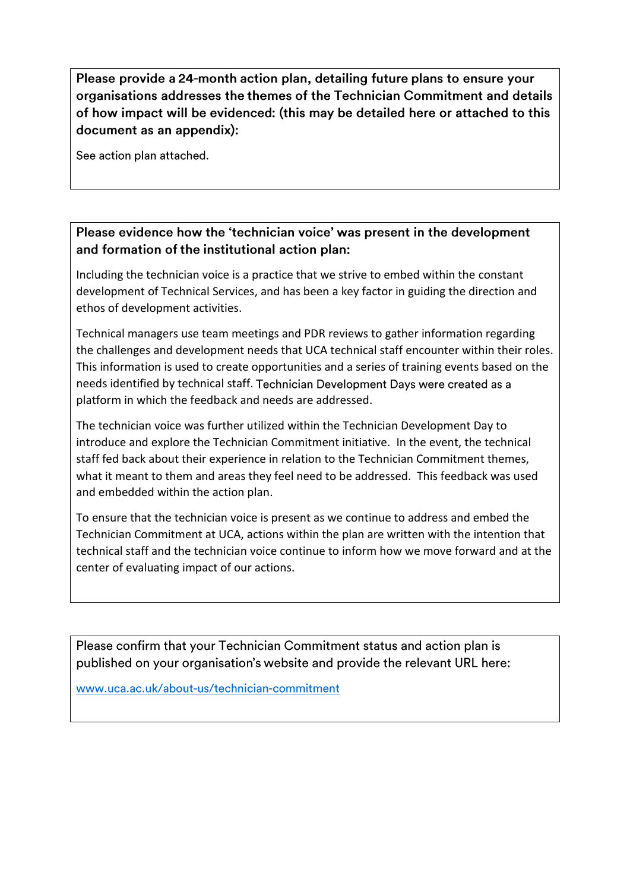**Please provide a 24-month action plan, detailing future plans to ensure your organisations addresses the themes of the Technician Commitment and details of how impact will be evidenced: (this may be detailed here or attached to this document as an appendix):**

See action plan attached.

**Please evidence how the 'technician voice' was present in the development and formation of the institutional action plan:**

Including the technician voice is a practice that we strive to embed within the constant development of Technical Services, and has been a key factor in guiding the direction and ethos of development activities.

Technical managers use team meetings and PDR reviews to gather information regarding the challenges and development needs that UCA technical staff encounter within their roles. This information is used to create opportunities and a series of training events based on the needs identified by technical staff. Technician Development Days were created as a platform in which the feedback and needs are addressed.

The technician voice was further utilized within the Technician Development Day to introduce and explore the Technician Commitment initiative. In the event, the technical staff fed back about their experience in relation to the Technician Commitment themes, what it meant to them and areas they feel need to be addressed. This feedback was used and embedded within the action plan.

To ensure that the technician voice is present as we continue to address and embed the Technician Commitment at UCA, actions within the plan are written with the intention that technical staff and the technician voice continue to inform how we move forward and at the center of evaluating impact of our actions.

Please confirm that your Technician Commitment status and action plan is published on your organisation's website and provide the relevant URL here:

www.uca.ac.uk/about-us/technician-commitment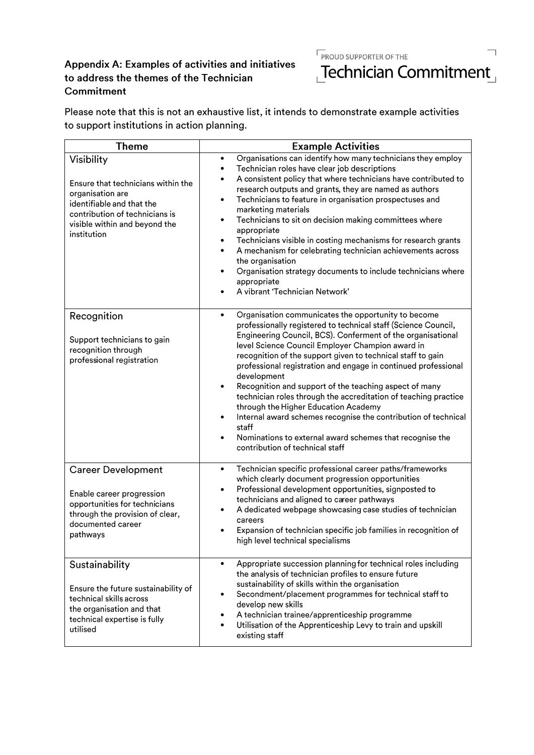## Appendix A: Examples of activities and initiatives to address the themes of the Technician Commitment

PROUD SUPPORTER OF THE Technician Commitment

Please note that this is not an exhaustive list, it intends to demonstrate example activities to support institutions in action planning.

| Theme | Example Activities |
|---|---|
| Visibility<br><br>Ensure that technicians within the organisation are identifiable and that the contribution of technicians is visible within and beyond the institution | • Organisations can identify how many technicians they employ<br>• Technician roles have clear job descriptions<br>• A consistent policy that where technicians have contributed to research outputs and grants, they are named as authors<br>• Technicians to feature in organisation prospectuses and marketing materials<br>• Technicians to sit on decision making committees where appropriate<br>• Technicians visible in costing mechanisms for research grants<br>• A mechanism for celebrating technician achievements across the organisation<br>• Organisation strategy documents to include technicians where appropriate<br>• A vibrant 'Technician Network' |
| Recognition<br><br>Support technicians to gain recognition through professional registration | • Organisation communicates the opportunity to become professionally registered to technical staff (Science Council, Engineering Council, BCS). Conferment of the organisational level Science Council Employer Champion award in recognition of the support given to technical staff to gain professional registration and engage in continued professional development<br>• Recognition and support of the teaching aspect of many technician roles through the accreditation of teaching practice through the Higher Education Academy<br>• Internal award schemes recognise the contribution of technical staff<br>• Nominations to external award schemes that recognise the contribution of technical staff |
| Career Development<br><br>Enable career progression opportunities for technicians through the provision of clear, documented career pathways | • Technician specific professional career paths/frameworks which clearly document progression opportunities<br>• Professional development opportunities, signposted to technicians and aligned to career pathways<br>• A dedicated webpage showcasing case studies of technician careers<br>• Expansion of technician specific job families in recognition of high level technical specialisms |
| Sustainability<br><br>Ensure the future sustainability of technical skills across the organisation and that technical expertise is fully utilised | • Appropriate succession planning for technical roles including the analysis of technician profiles to ensure future sustainability of skills within the organisation<br>• Secondment/placement programmes for technical staff to develop new skills<br>• A technician trainee/apprenticeship programme<br>• Utilisation of the Apprenticeship Levy to train and upskill existing staff |